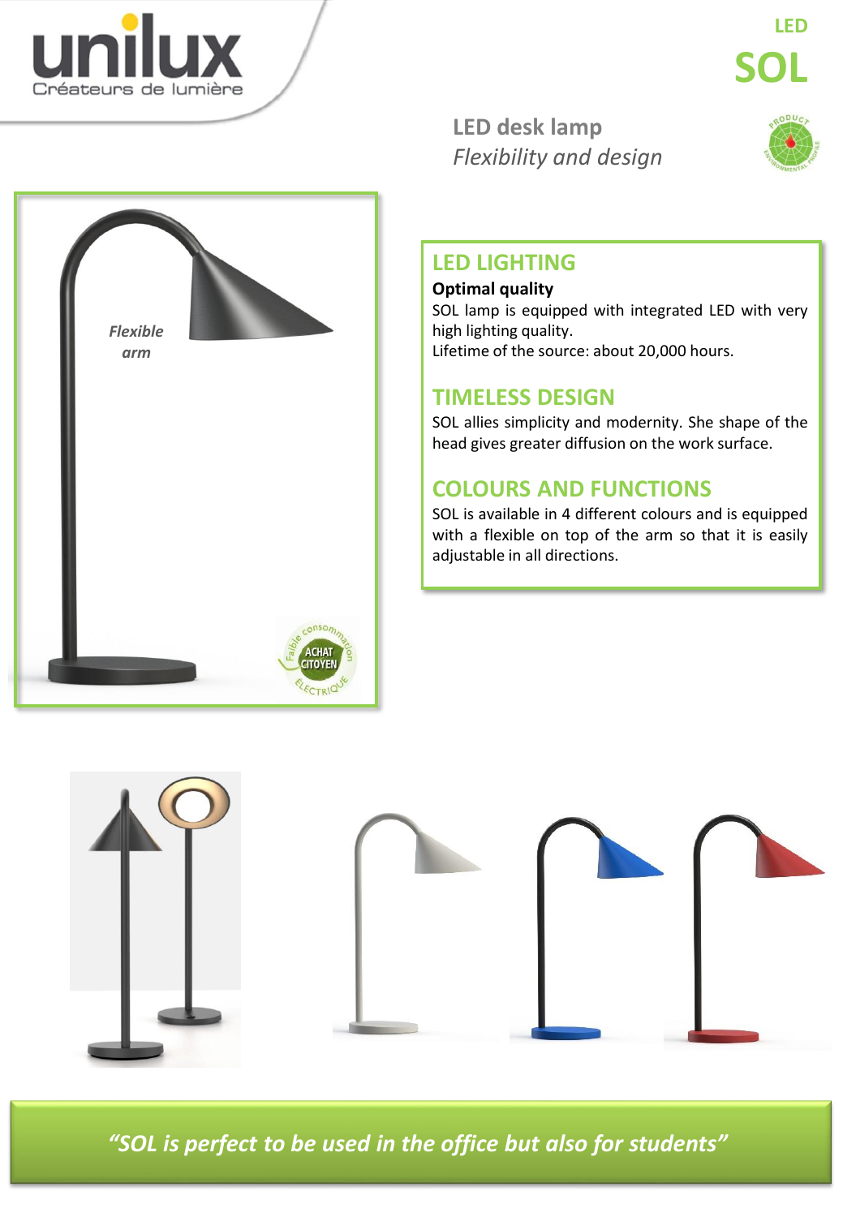# LED SOL

## LED desk lamp

*Flexibility and design*

*Flexible arm*

## LED LIGHTING

**Optimal quality**

SOL lamp is equipped with integrated LED with very high lighting quality.

Lifetime of the source: about 20,000 hours.

## TIMELESS DESIGN

SOL allies simplicity and modernity. She shape of the head gives greater diffusion on the work surface.

## COLOURS AND FUNCTIONS

SOL is available in 4 different colours and is equipped with a flexible on top of the arm so that it is easily adjustable in all directions.

*"SOL is perfect to be used in the office but also for students"*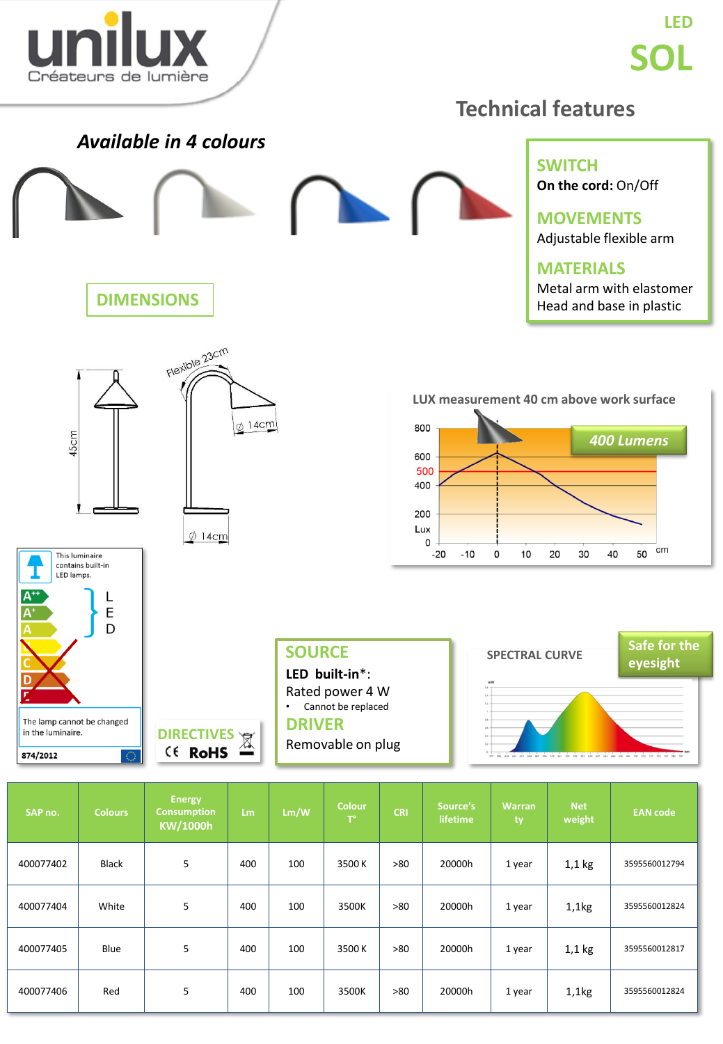unilux
Créateurs de lumière

LED
# SOL

## Technical features

*Available in 4 colours*

### SWITCH
**On the cord:** On/Off

### MOVEMENTS
Adjustable flexible arm

### MATERIALS
Metal arm with elastomer
Head and base in plastic

### DIMENSIONS

45cm
Flexible 23cm
∅ 14cm
∅ 14cm

LUX measurement 40 cm above work surface

400 Lumens

800
600
500
400
200
Lux
0
-20 -10 0 10 20 30 40 50 cm

This luminaire contains built-in LED lamps.

A++
A+
A
C
D

LED

The lamp cannot be changed in the luminaire.

874/2012

DIRECTIVES
CE RoHS

### SOURCE
**LED built-in***:
Rated power 4 W
- Cannot be replaced

### DRIVER
Removable on plug

SPECTRAL CURVE

Safe for the eyesight

| SAP no. | Colours | Energy Consumption KW/1000h | Lm | Lm/W | Colour T° | CRI | Source's lifetime | Warranty | Net weight | EAN code |
|---|---|---|---|---|---|---|---|---|---|---|
| 400077402 | Black | 5 | 400 | 100 | 3500 K | >80 | 20000h | 1 year | 1,1 kg | 3595560012794 |
| 400077404 | White | 5 | 400 | 100 | 3500K | >80 | 20000h | 1 year | 1,1kg | 3595560012824 |
| 400077405 | Blue | 5 | 400 | 100 | 3500 K | >80 | 20000h | 1 year | 1,1 kg | 3595560012817 |
| 400077406 | Red | 5 | 400 | 100 | 3500K | >80 | 20000h | 1 year | 1,1kg | 3595560012824 |